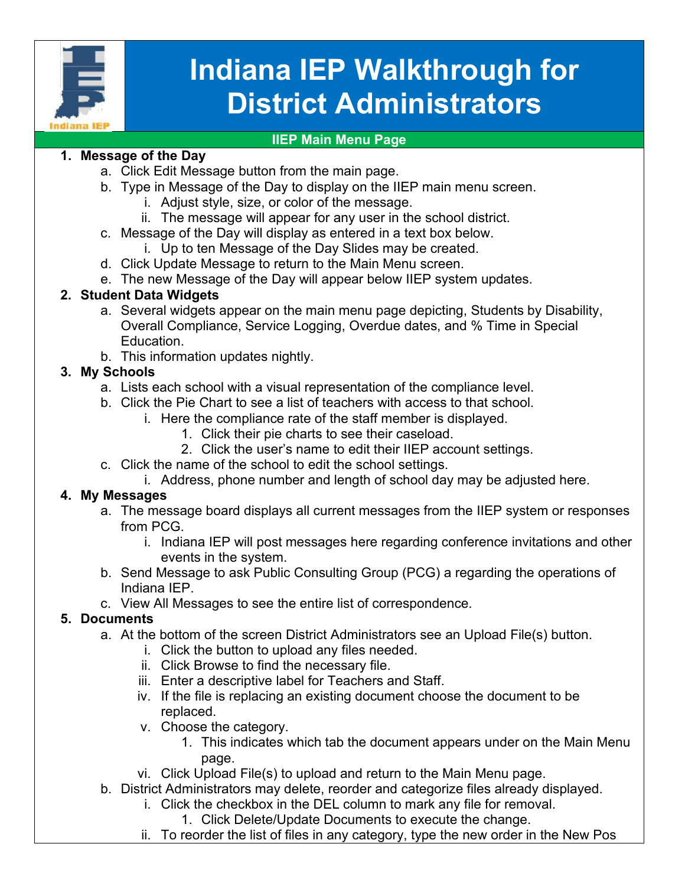# Indiana IEP Walkthrough for District Administrators

## IIEP Main Menu Page

1. **Message of the Day**
   a. Click Edit Message button from the main page.
   b. Type in Message of the Day to display on the IIEP main menu screen.
      i. Adjust style, size, or color of the message.
      ii. The message will appear for any user in the school district.
   c. Message of the Day will display as entered in a text box below.
      i. Up to ten Message of the Day Slides may be created.
   d. Click Update Message to return to the Main Menu screen.
   e. The new Message of the Day will appear below IIEP system updates.
2. **Student Data Widgets**
   a. Several widgets appear on the main menu page depicting, Students by Disability, Overall Compliance, Service Logging, Overdue dates, and % Time in Special Education.
   b. This information updates nightly.
3. **My Schools**
   a. Lists each school with a visual representation of the compliance level.
   b. Click the Pie Chart to see a list of teachers with access to that school.
      i. Here the compliance rate of the staff member is displayed.
         1. Click their pie charts to see their caseload.
         2. Click the user's name to edit their IIEP account settings.
   c. Click the name of the school to edit the school settings.
      i. Address, phone number and length of school day may be adjusted here.
4. **My Messages**
   a. The message board displays all current messages from the IIEP system or responses from PCG.
      i. Indiana IEP will post messages here regarding conference invitations and other events in the system.
   b. Send Message to ask Public Consulting Group (PCG) a regarding the operations of Indiana IEP.
   c. View All Messages to see the entire list of correspondence.
5. **Documents**
   a. At the bottom of the screen District Administrators see an Upload File(s) button.
      i. Click the button to upload any files needed.
      ii. Click Browse to find the necessary file.
      iii. Enter a descriptive label for Teachers and Staff.
      iv. If the file is replacing an existing document choose the document to be replaced.
      v. Choose the category.
         1. This indicates which tab the document appears under on the Main Menu page.
      vi. Click Upload File(s) to upload and return to the Main Menu page.
   b. District Administrators may delete, reorder and categorize files already displayed.
      i. Click the checkbox in the DEL column to mark any file for removal.
         1. Click Delete/Update Documents to execute the change.
      ii. To reorder the list of files in any category, type the new order in the New Pos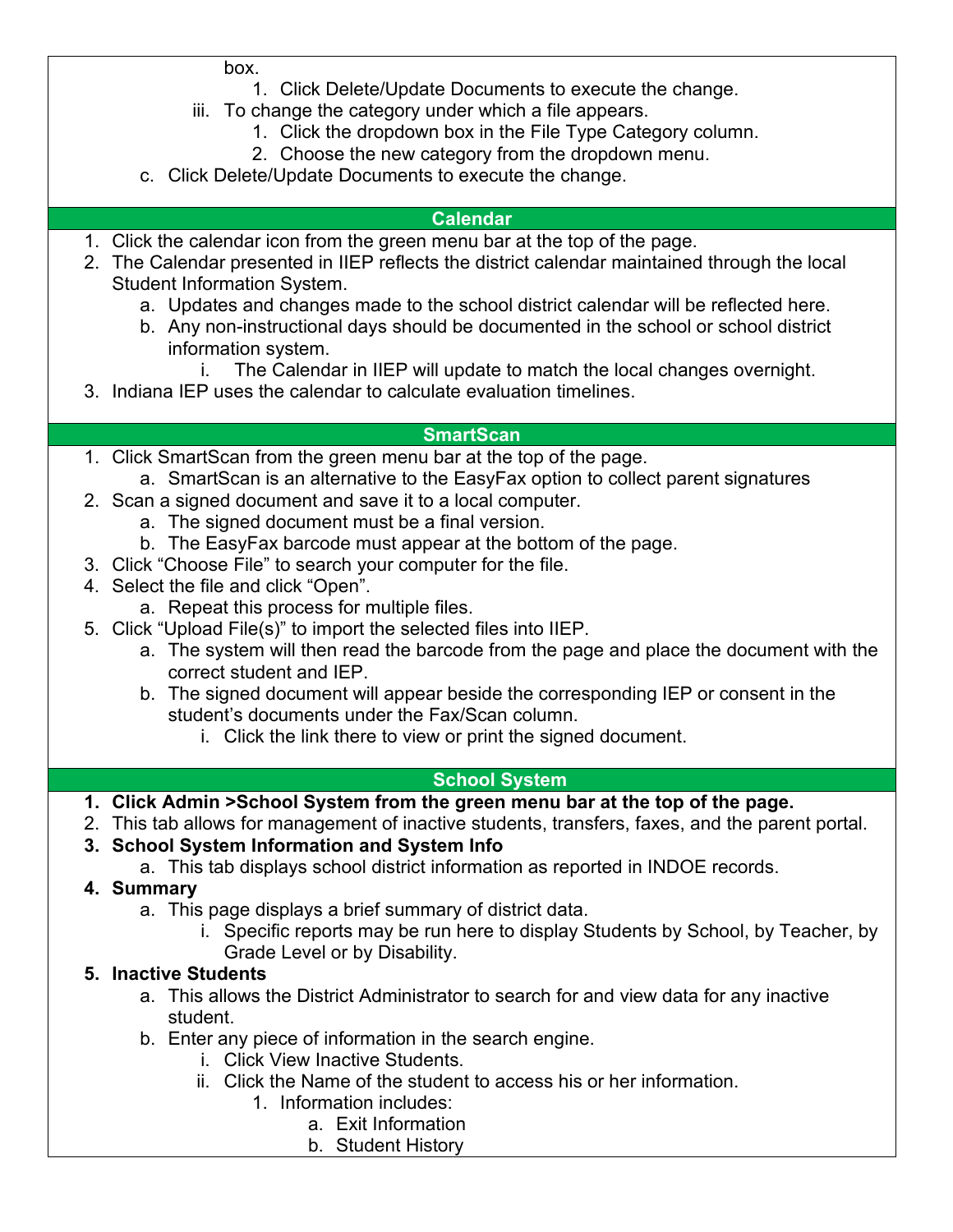box.

1. Click Delete/Update Documents to execute the change.

iii. To change the category under which a file appears.

1. Click the dropdown box in the File Type Category column.
2. Choose the new category from the dropdown menu.

c. Click Delete/Update Documents to execute the change.

## Calendar

1. Click the calendar icon from the green menu bar at the top of the page.
2. The Calendar presented in IIEP reflects the district calendar maintained through the local Student Information System.
   a. Updates and changes made to the school district calendar will be reflected here.
   b. Any non-instructional days should be documented in the school or school district information system.
      i. The Calendar in IIEP will update to match the local changes overnight.
3. Indiana IEP uses the calendar to calculate evaluation timelines.

## SmartScan

1. Click SmartScan from the green menu bar at the top of the page.
   a. SmartScan is an alternative to the EasyFax option to collect parent signatures
2. Scan a signed document and save it to a local computer.
   a. The signed document must be a final version.
   b. The EasyFax barcode must appear at the bottom of the page.
3. Click “Choose File” to search your computer for the file.
4. Select the file and click “Open”.
   a. Repeat this process for multiple files.
5. Click “Upload File(s)” to import the selected files into IIEP.
   a. The system will then read the barcode from the page and place the document with the correct student and IEP.
   b. The signed document will appear beside the corresponding IEP or consent in the student’s documents under the Fax/Scan column.
      i. Click the link there to view or print the signed document.

## School System

1. **Click Admin >School System from the green menu bar at the top of the page.**
2. This tab allows for management of inactive students, transfers, faxes, and the parent portal.
3. **School System Information and System Info**
   a. This tab displays school district information as reported in INDOE records.
4. **Summary**
   a. This page displays a brief summary of district data.
      i. Specific reports may be run here to display Students by School, by Teacher, by Grade Level or by Disability.
5. **Inactive Students**
   a. This allows the District Administrator to search for and view data for any inactive student.
   b. Enter any piece of information in the search engine.
      i. Click View Inactive Students.
      ii. Click the Name of the student to access his or her information.
         1. Information includes:
            a. Exit Information
            b. Student History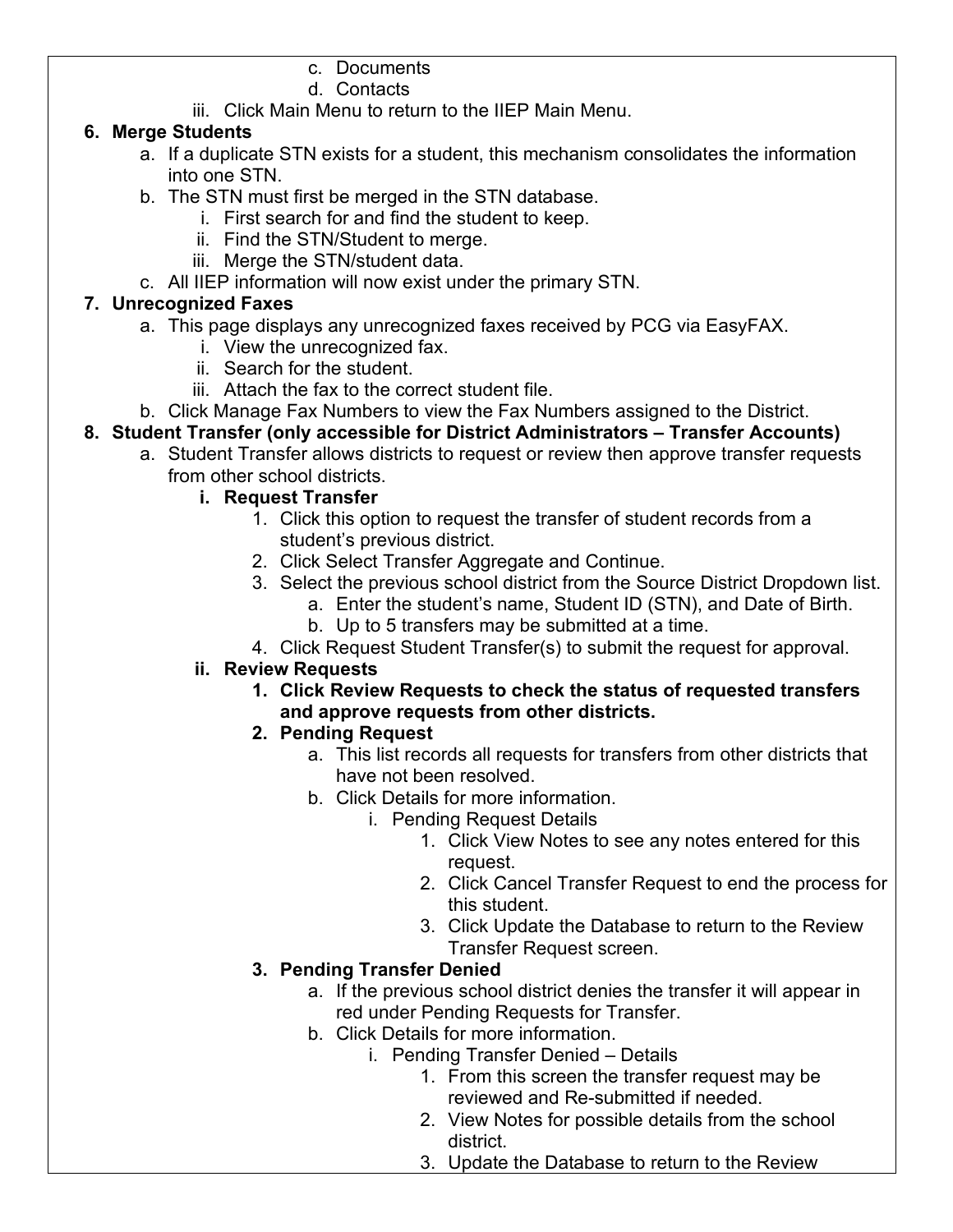- c. Documents
   - d. Contacts
  - iii. Click Main Menu to return to the IIEP Main Menu.

**6. Merge Students**

- a. If a duplicate STN exists for a student, this mechanism consolidates the information into one STN.
- b. The STN must first be merged in the STN database.
  - i. First search for and find the student to keep.
  - ii. Find the STN/Student to merge.
  - iii. Merge the STN/student data.
- c. All IIEP information will now exist under the primary STN.

**7. Unrecognized Faxes**

- a. This page displays any unrecognized faxes received by PCG via EasyFAX.
  - i. View the unrecognized fax.
  - ii. Search for the student.
  - iii. Attach the fax to the correct student file.
- b. Click Manage Fax Numbers to view the Fax Numbers assigned to the District.

**8. Student Transfer (only accessible for District Administrators – Transfer Accounts)**

- a. Student Transfer allows districts to request or review then approve transfer requests from other school districts.
  - **i. Request Transfer**
    1. Click this option to request the transfer of student records from a student's previous district.
    2. Click Select Transfer Aggregate and Continue.
    3. Select the previous school district from the Source District Dropdown list.
       - a. Enter the student's name, Student ID (STN), and Date of Birth.
       - b. Up to 5 transfers may be submitted at a time.
    4. Click Request Student Transfer(s) to submit the request for approval.
  - **ii. Review Requests**
    1. **Click Review Requests to check the status of requested transfers and approve requests from other districts.**
    2. **Pending Request**
       - a. This list records all requests for transfers from other districts that have not been resolved.
       - b. Click Details for more information.
         - i. Pending Request Details
           1. Click View Notes to see any notes entered for this request.
           2. Click Cancel Transfer Request to end the process for this student.
           3. Click Update the Database to return to the Review Transfer Request screen.
    3. **Pending Transfer Denied**
       - a. If the previous school district denies the transfer it will appear in red under Pending Requests for Transfer.
       - b. Click Details for more information.
         - i. Pending Transfer Denied – Details
           1. From this screen the transfer request may be reviewed and Re-submitted if needed.
           2. View Notes for possible details from the school district.
           3. Update the Database to return to the Review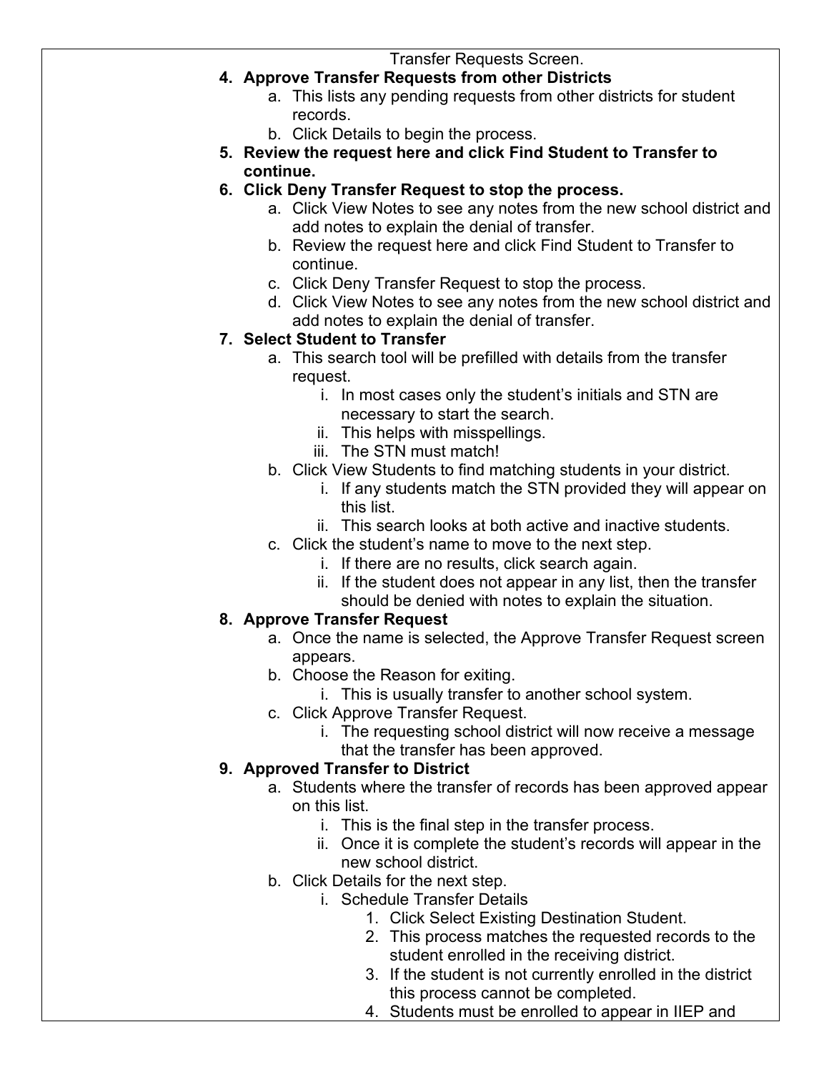Transfer Requests Screen.

4. **Approve Transfer Requests from other Districts**
   a. This lists any pending requests from other districts for student records.
   b. Click Details to begin the process.
5. **Review the request here and click Find Student to Transfer to continue.**
6. **Click Deny Transfer Request to stop the process.**
   a. Click View Notes to see any notes from the new school district and add notes to explain the denial of transfer.
   b. Review the request here and click Find Student to Transfer to continue.
   c. Click Deny Transfer Request to stop the process.
   d. Click View Notes to see any notes from the new school district and add notes to explain the denial of transfer.
7. **Select Student to Transfer**
   a. This search tool will be prefilled with details from the transfer request.
      i. In most cases only the student's initials and STN are necessary to start the search.
      ii. This helps with misspellings.
      iii. The STN must match!
   b. Click View Students to find matching students in your district.
      i. If any students match the STN provided they will appear on this list.
      ii. This search looks at both active and inactive students.
   c. Click the student's name to move to the next step.
      i. If there are no results, click search again.
      ii. If the student does not appear in any list, then the transfer should be denied with notes to explain the situation.
8. **Approve Transfer Request**
   a. Once the name is selected, the Approve Transfer Request screen appears.
   b. Choose the Reason for exiting.
      i. This is usually transfer to another school system.
   c. Click Approve Transfer Request.
      i. The requesting school district will now receive a message that the transfer has been approved.
9. **Approved Transfer to District**
   a. Students where the transfer of records has been approved appear on this list.
      i. This is the final step in the transfer process.
      ii. Once it is complete the student's records will appear in the new school district.
   b. Click Details for the next step.
      i. Schedule Transfer Details
         1. Click Select Existing Destination Student.
         2. This process matches the requested records to the student enrolled in the receiving district.
         3. If the student is not currently enrolled in the district this process cannot be completed.
         4. Students must be enrolled to appear in IIEP and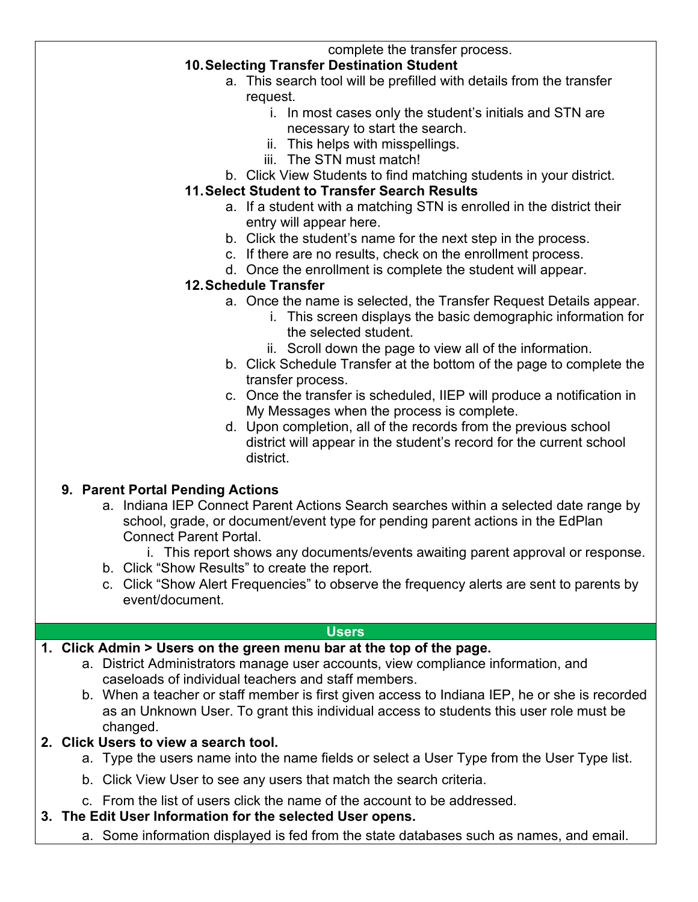complete the transfer process.

10. **Selecting Transfer Destination Student**
    a. This search tool will be prefilled with details from the transfer request.
        i. In most cases only the student's initials and STN are necessary to start the search.
        ii. This helps with misspellings.
        iii. The STN must match!
    b. Click View Students to find matching students in your district.
11. **Select Student to Transfer Search Results**
    a. If a student with a matching STN is enrolled in the district their entry will appear here.
    b. Click the student's name for the next step in the process.
    c. If there are no results, check on the enrollment process.
    d. Once the enrollment is complete the student will appear.
12. **Schedule Transfer**
    a. Once the name is selected, the Transfer Request Details appear.
        i. This screen displays the basic demographic information for the selected student.
        ii. Scroll down the page to view all of the information.
    b. Click Schedule Transfer at the bottom of the page to complete the transfer process.
    c. Once the transfer is scheduled, IIEP will produce a notification in My Messages when the process is complete.
    d. Upon completion, all of the records from the previous school district will appear in the student's record for the current school district.

9. **Parent Portal Pending Actions**
    a. Indiana IEP Connect Parent Actions Search searches within a selected date range by school, grade, or document/event type for pending parent actions in the EdPlan Connect Parent Portal.
        i. This report shows any documents/events awaiting parent approval or response.
    b. Click "Show Results" to create the report.
    c. Click "Show Alert Frequencies" to observe the frequency alerts are sent to parents by event/document.

## Users

1. **Click Admin > Users on the green menu bar at the top of the page.**
    a. District Administrators manage user accounts, view compliance information, and caseloads of individual teachers and staff members.
    b. When a teacher or staff member is first given access to Indiana IEP, he or she is recorded as an Unknown User. To grant this individual access to students this user role must be changed.
2. **Click Users to view a search tool.**
    a. Type the users name into the name fields or select a User Type from the User Type list.
    b. Click View User to see any users that match the search criteria.
    c. From the list of users click the name of the account to be addressed.
3. **The Edit User Information for the selected User opens.**
    a. Some information displayed is fed from the state databases such as names, and email.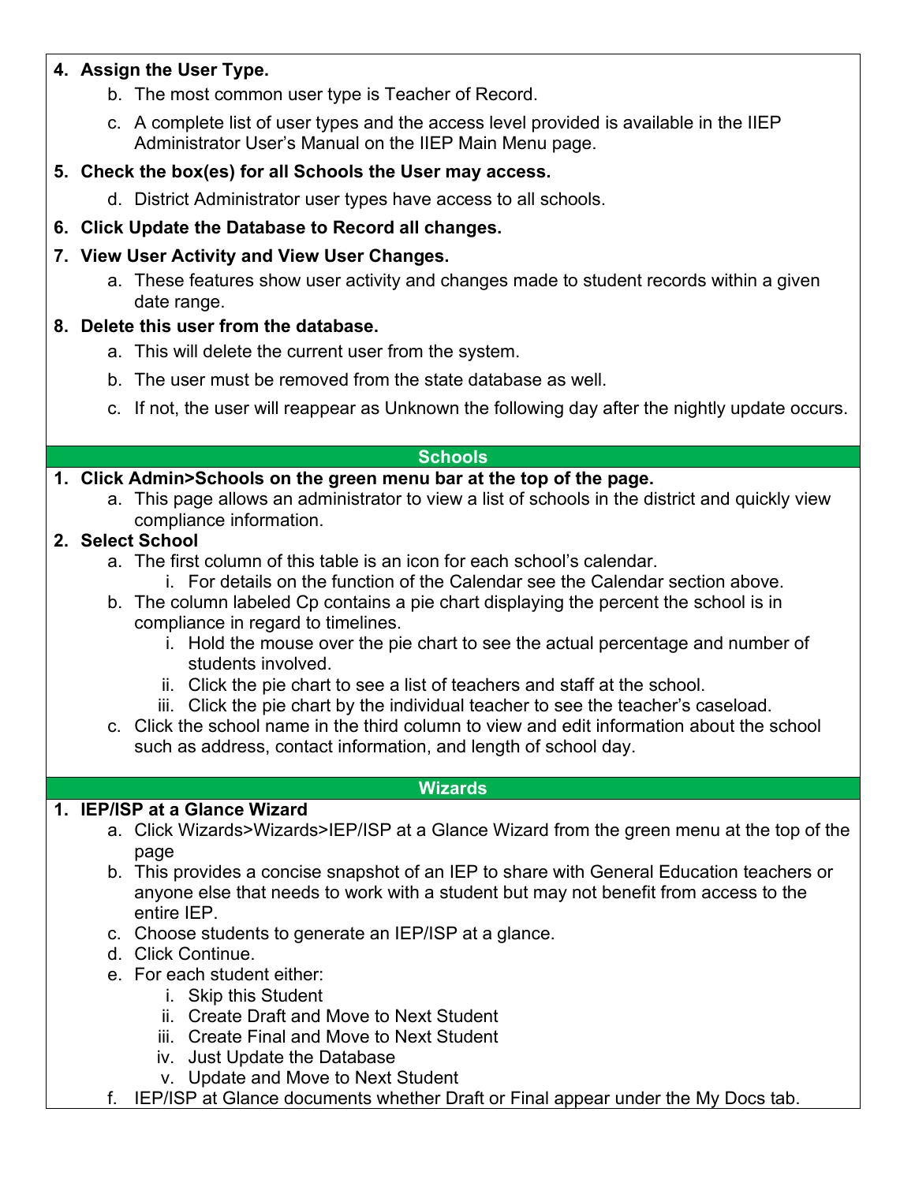4. **Assign the User Type.**
    b. The most common user type is Teacher of Record.
    c. A complete list of user types and the access level provided is available in the IIEP Administrator User's Manual on the IIEP Main Menu page.
5. **Check the box(es) for all Schools the User may access.**
    d. District Administrator user types have access to all schools.
6. **Click Update the Database to Record all changes.**
7. **View User Activity and View User Changes.**
    a. These features show user activity and changes made to student records within a given date range.
8. **Delete this user from the database.**
    a. This will delete the current user from the system.
    b. The user must be removed from the state database as well.
    c. If not, the user will reappear as Unknown the following day after the nightly update occurs.

## Schools

1. **Click Admin>Schools on the green menu bar at the top of the page.**
    a. This page allows an administrator to view a list of schools in the district and quickly view compliance information.
2. **Select School**
    a. The first column of this table is an icon for each school's calendar.
        i. For details on the function of the Calendar see the Calendar section above.
    b. The column labeled Cp contains a pie chart displaying the percent the school is in compliance in regard to timelines.
        i. Hold the mouse over the pie chart to see the actual percentage and number of students involved.
        ii. Click the pie chart to see a list of teachers and staff at the school.
        iii. Click the pie chart by the individual teacher to see the teacher's caseload.
    c. Click the school name in the third column to view and edit information about the school such as address, contact information, and length of school day.

## Wizards

1. **IEP/ISP at a Glance Wizard**
    a. Click Wizards>Wizards>IEP/ISP at a Glance Wizard from the green menu at the top of the page
    b. This provides a concise snapshot of an IEP to share with General Education teachers or anyone else that needs to work with a student but may not benefit from access to the entire IEP.
    c. Choose students to generate an IEP/ISP at a glance.
    d. Click Continue.
    e. For each student either:
        i. Skip this Student
        ii. Create Draft and Move to Next Student
        iii. Create Final and Move to Next Student
        iv. Just Update the Database
        v. Update and Move to Next Student
    f. IEP/ISP at Glance documents whether Draft or Final appear under the My Docs tab.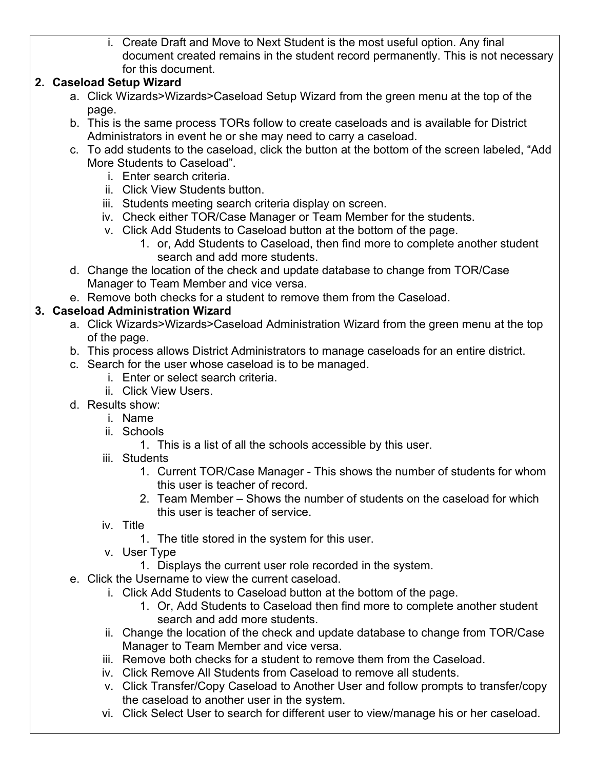i. Create Draft and Move to Next Student is the most useful option. Any final document created remains in the student record permanently. This is not necessary for this document.

2. **Caseload Setup Wizard**
   a. Click Wizards>Wizards>Caseload Setup Wizard from the green menu at the top of the page.
   b. This is the same process TORs follow to create caseloads and is available for District Administrators in event he or she may need to carry a caseload.
   c. To add students to the caseload, click the button at the bottom of the screen labeled, “Add More Students to Caseload”.
      i. Enter search criteria.
      ii. Click View Students button.
      iii. Students meeting search criteria display on screen.
      iv. Check either TOR/Case Manager or Team Member for the students.
      v. Click Add Students to Caseload button at the bottom of the page.
         1. or, Add Students to Caseload, then find more to complete another student search and add more students.
   d. Change the location of the check and update database to change from TOR/Case Manager to Team Member and vice versa.
   e. Remove both checks for a student to remove them from the Caseload.

3. **Caseload Administration Wizard**
   a. Click Wizards>Wizards>Caseload Administration Wizard from the green menu at the top of the page.
   b. This process allows District Administrators to manage caseloads for an entire district.
   c. Search for the user whose caseload is to be managed.
      i. Enter or select search criteria.
      ii. Click View Users.
   d. Results show:
      i. Name
      ii. Schools
         1. This is a list of all the schools accessible by this user.
      iii. Students
         1. Current TOR/Case Manager - This shows the number of students for whom this user is teacher of record.
         2. Team Member – Shows the number of students on the caseload for which this user is teacher of service.
      iv. Title
         1. The title stored in the system for this user.
      v. User Type
         1. Displays the current user role recorded in the system.
   e. Click the Username to view the current caseload.
      i. Click Add Students to Caseload button at the bottom of the page.
         1. Or, Add Students to Caseload then find more to complete another student search and add more students.
      ii. Change the location of the check and update database to change from TOR/Case Manager to Team Member and vice versa.
      iii. Remove both checks for a student to remove them from the Caseload.
      iv. Click Remove All Students from Caseload to remove all students.
      v. Click Transfer/Copy Caseload to Another User and follow prompts to transfer/copy the caseload to another user in the system.
      vi. Click Select User to search for different user to view/manage his or her caseload.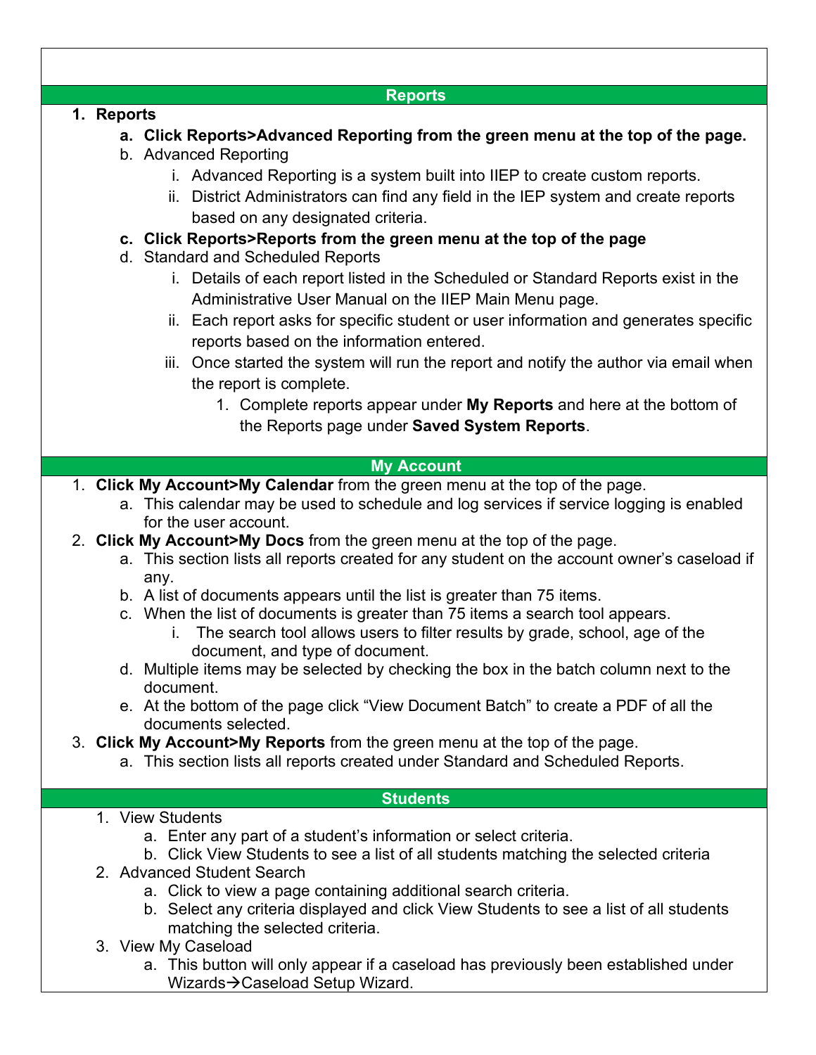## Reports

1. **Reports**
    a. **Click Reports>Advanced Reporting from the green menu at the top of the page.**
    b. Advanced Reporting
        i. Advanced Reporting is a system built into IIEP to create custom reports.
        ii. District Administrators can find any field in the IEP system and create reports based on any designated criteria.
    c. **Click Reports>Reports from the green menu at the top of the page**
    d. Standard and Scheduled Reports
        i. Details of each report listed in the Scheduled or Standard Reports exist in the Administrative User Manual on the IIEP Main Menu page.
        ii. Each report asks for specific student or user information and generates specific reports based on the information entered.
        iii. Once started the system will run the report and notify the author via email when the report is complete.
            1. Complete reports appear under **My Reports** and here at the bottom of the Reports page under **Saved System Reports**.

## My Account

1. **Click My Account>My Calendar** from the green menu at the top of the page.
    a. This calendar may be used to schedule and log services if service logging is enabled for the user account.
2. **Click My Account>My Docs** from the green menu at the top of the page.
    a. This section lists all reports created for any student on the account owner's caseload if any.
    b. A list of documents appears until the list is greater than 75 items.
    c. When the list of documents is greater than 75 items a search tool appears.
        i. The search tool allows users to filter results by grade, school, age of the document, and type of document.
    d. Multiple items may be selected by checking the box in the batch column next to the document.
    e. At the bottom of the page click "View Document Batch" to create a PDF of all the documents selected.
3. **Click My Account>My Reports** from the green menu at the top of the page.
    a. This section lists all reports created under Standard and Scheduled Reports.

## Students

1. View Students
    a. Enter any part of a student's information or select criteria.
    b. Click View Students to see a list of all students matching the selected criteria
2. Advanced Student Search
    a. Click to view a page containing additional search criteria.
    b. Select any criteria displayed and click View Students to see a list of all students matching the selected criteria.
3. View My Caseload
    a. This button will only appear if a caseload has previously been established under Wizards→Caseload Setup Wizard.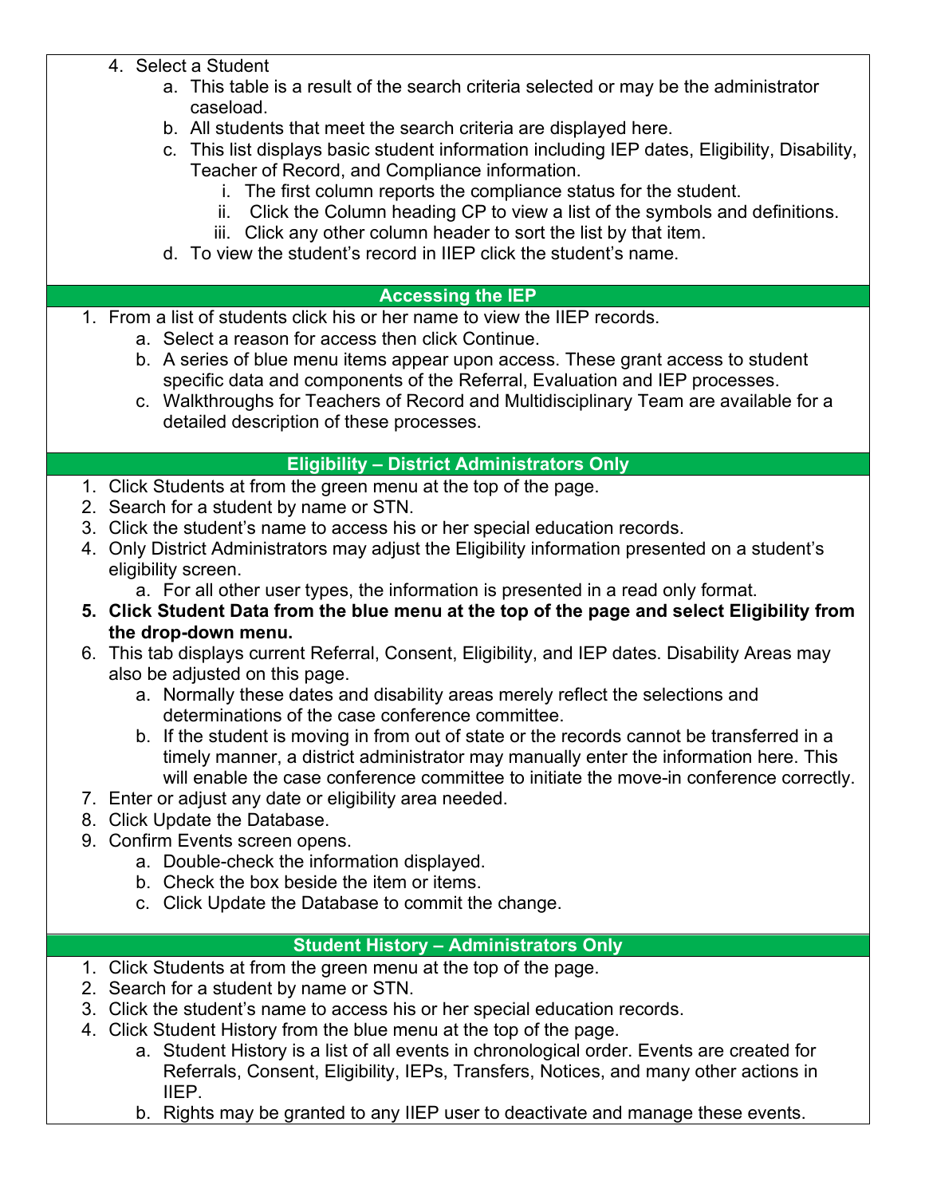4. Select a Student
    a. This table is a result of the search criteria selected or may be the administrator caseload.
    b. All students that meet the search criteria are displayed here.
    c. This list displays basic student information including IEP dates, Eligibility, Disability, Teacher of Record, and Compliance information.
        i. The first column reports the compliance status for the student.
        ii. Click the Column heading CP to view a list of the symbols and definitions.
        iii. Click any other column header to sort the list by that item.
    d. To view the student's record in IIEP click the student's name.

## Accessing the IEP

1. From a list of students click his or her name to view the IIEP records.
    a. Select a reason for access then click Continue.
    b. A series of blue menu items appear upon access. These grant access to student specific data and components of the Referral, Evaluation and IEP processes.
    c. Walkthroughs for Teachers of Record and Multidisciplinary Team are available for a detailed description of these processes.

## Eligibility – District Administrators Only

1. Click Students at from the green menu at the top of the page.
2. Search for a student by name or STN.
3. Click the student's name to access his or her special education records.
4. Only District Administrators may adjust the Eligibility information presented on a student's eligibility screen.
    a. For all other user types, the information is presented in a read only format.
5. **Click Student Data from the blue menu at the top of the page and select Eligibility from the drop-down menu.**
6. This tab displays current Referral, Consent, Eligibility, and IEP dates. Disability Areas may also be adjusted on this page.
    a. Normally these dates and disability areas merely reflect the selections and determinations of the case conference committee.
    b. If the student is moving in from out of state or the records cannot be transferred in a timely manner, a district administrator may manually enter the information here. This will enable the case conference committee to initiate the move-in conference correctly.
7. Enter or adjust any date or eligibility area needed.
8. Click Update the Database.
9. Confirm Events screen opens.
    a. Double-check the information displayed.
    b. Check the box beside the item or items.
    c. Click Update the Database to commit the change.

## Student History – Administrators Only

1. Click Students at from the green menu at the top of the page.
2. Search for a student by name or STN.
3. Click the student's name to access his or her special education records.
4. Click Student History from the blue menu at the top of the page.
    a. Student History is a list of all events in chronological order. Events are created for Referrals, Consent, Eligibility, IEPs, Transfers, Notices, and many other actions in IIEP.
    b. Rights may be granted to any IIEP user to deactivate and manage these events.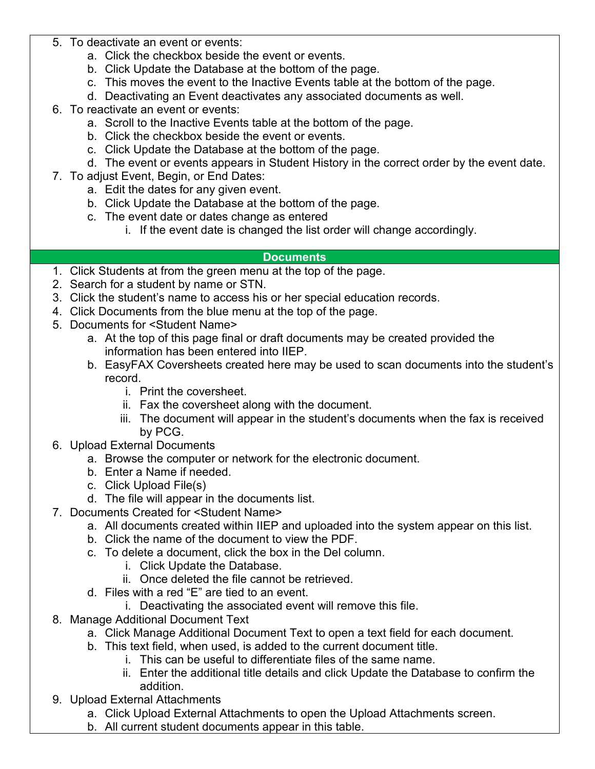5. To deactivate an event or events:
    a. Click the checkbox beside the event or events.
    b. Click Update the Database at the bottom of the page.
    c. This moves the event to the Inactive Events table at the bottom of the page.
    d. Deactivating an Event deactivates any associated documents as well.
6. To reactivate an event or events:
    a. Scroll to the Inactive Events table at the bottom of the page.
    b. Click the checkbox beside the event or events.
    c. Click Update the Database at the bottom of the page.
    d. The event or events appears in Student History in the correct order by the event date.
7. To adjust Event, Begin, or End Dates:
    a. Edit the dates for any given event.
    b. Click Update the Database at the bottom of the page.
    c. The event date or dates change as entered
        i. If the event date is changed the list order will change accordingly.

## Documents

1. Click Students at from the green menu at the top of the page.
2. Search for a student by name or STN.
3. Click the student's name to access his or her special education records.
4. Click Documents from the blue menu at the top of the page.
5. Documents for <Student Name>
    a. At the top of this page final or draft documents may be created provided the information has been entered into IIEP.
    b. EasyFAX Coversheets created here may be used to scan documents into the student's record.
        i. Print the coversheet.
        ii. Fax the coversheet along with the document.
        iii. The document will appear in the student's documents when the fax is received by PCG.
6. Upload External Documents
    a. Browse the computer or network for the electronic document.
    b. Enter a Name if needed.
    c. Click Upload File(s)
    d. The file will appear in the documents list.
7. Documents Created for <Student Name>
    a. All documents created within IIEP and uploaded into the system appear on this list.
    b. Click the name of the document to view the PDF.
    c. To delete a document, click the box in the Del column.
        i. Click Update the Database.
        ii. Once deleted the file cannot be retrieved.
    d. Files with a red "E" are tied to an event.
        i. Deactivating the associated event will remove this file.
8. Manage Additional Document Text
    a. Click Manage Additional Document Text to open a text field for each document.
    b. This text field, when used, is added to the current document title.
        i. This can be useful to differentiate files of the same name.
        ii. Enter the additional title details and click Update the Database to confirm the addition.
9. Upload External Attachments
    a. Click Upload External Attachments to open the Upload Attachments screen.
    b. All current student documents appear in this table.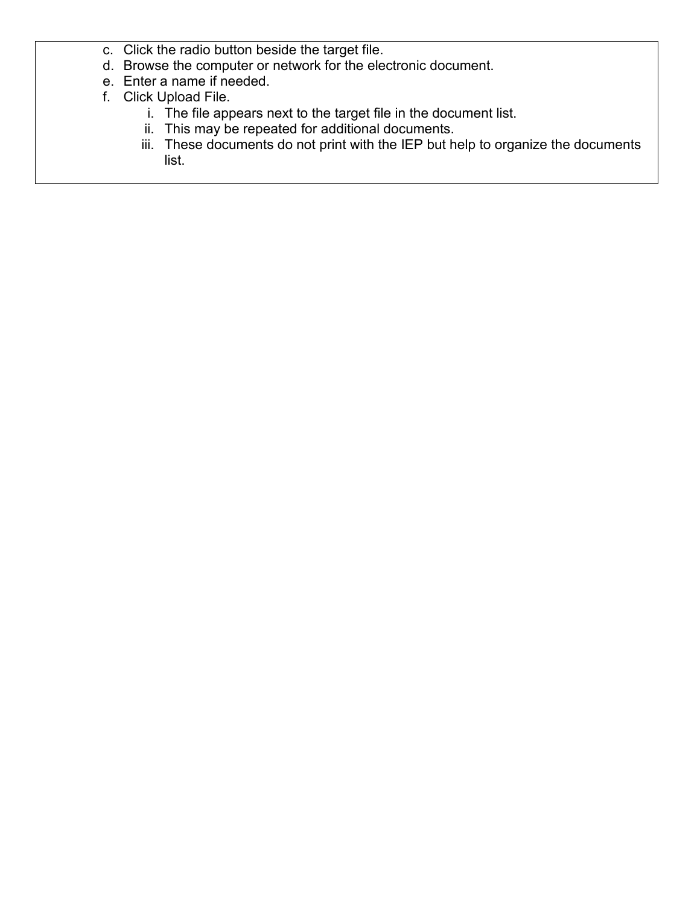c. Click the radio button beside the target file.
d. Browse the computer or network for the electronic document.
e. Enter a name if needed.
f. Click Upload File.
    i. The file appears next to the target file in the document list.
    ii. This may be repeated for additional documents.
    iii. These documents do not print with the IEP but help to organize the documents list.